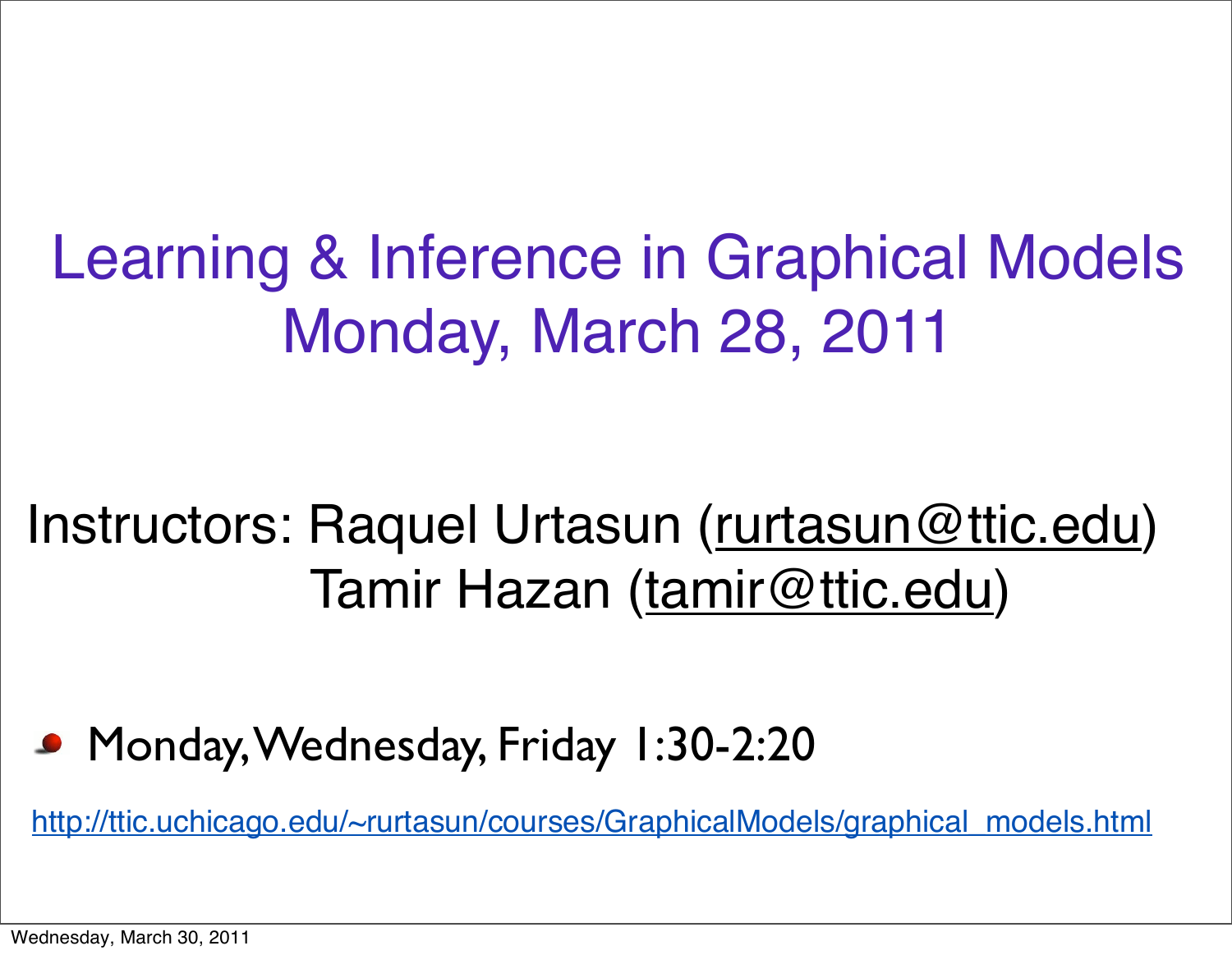# Learning & Inference in Graphical Models
## Monday, March 28, 2011

Instructors: Raquel Urtasun (rurtasun@ttic.edu)
Tamir Hazan (tamir@ttic.edu)

- Monday, Wednesday, Friday 1:30-2:20

http://ttic.uchicago.edu/~rurtasun/courses/GraphicalModels/graphical_models.html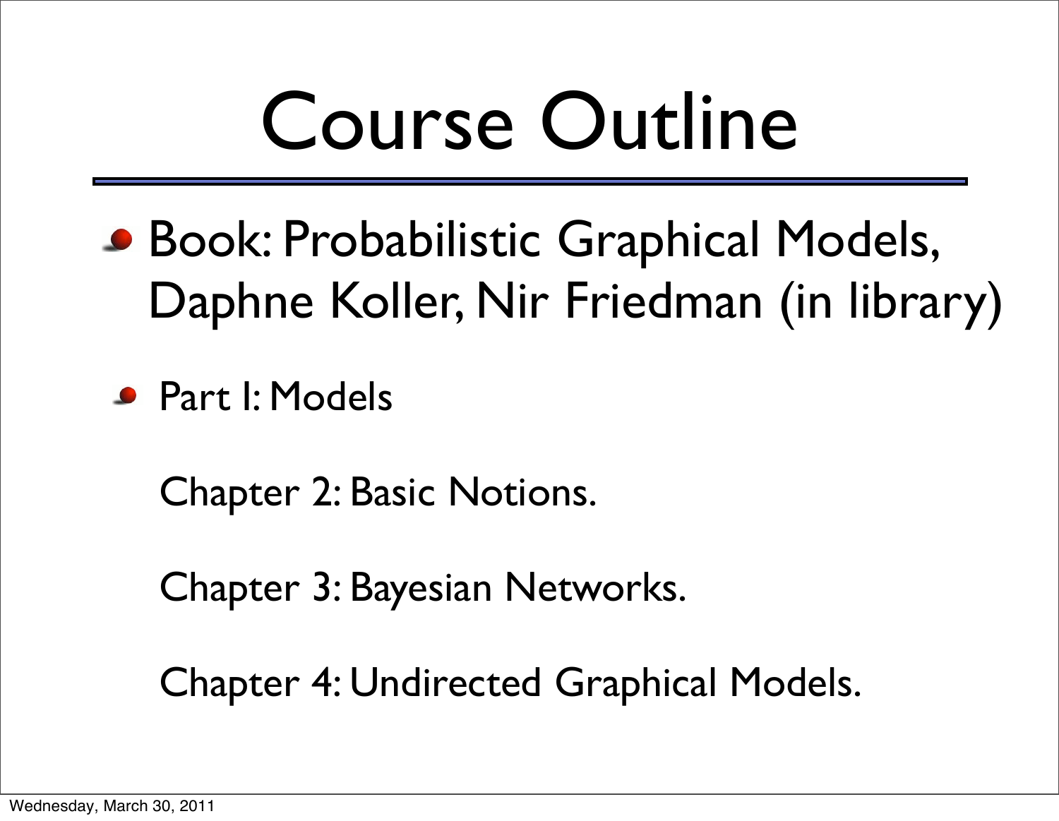# Course Outline

- Book: Probabilistic Graphical Models, Daphne Koller, Nir Friedman (in library)
- Part I: Models

  Chapter 2: Basic Notions.

  Chapter 3: Bayesian Networks.

  Chapter 4: Undirected Graphical Models.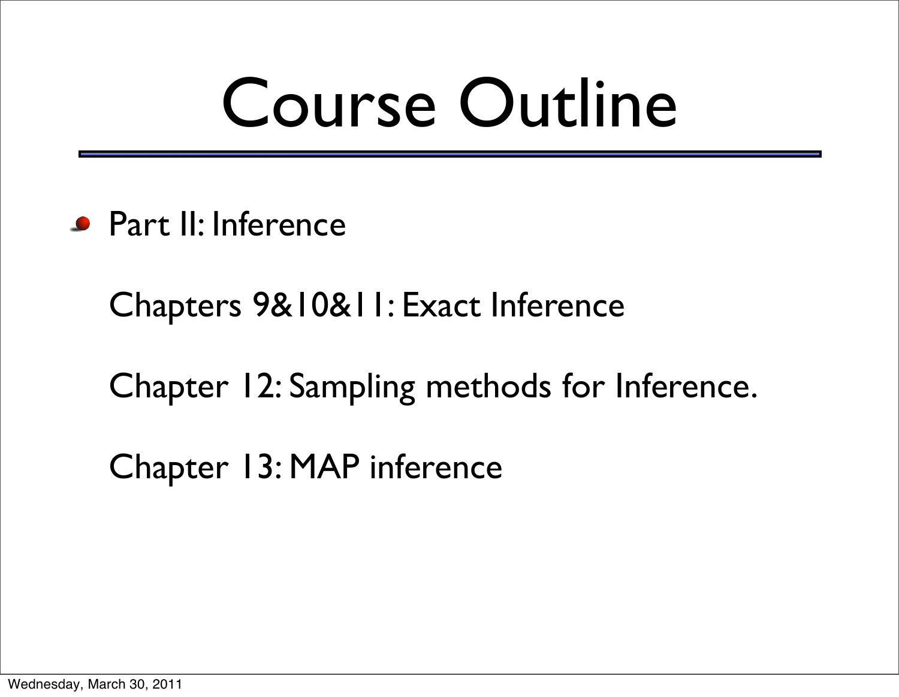# Course Outline

- Part II: Inference

  Chapters 9&10&11: Exact Inference

  Chapter 12: Sampling methods for Inference.

  Chapter 13: MAP inference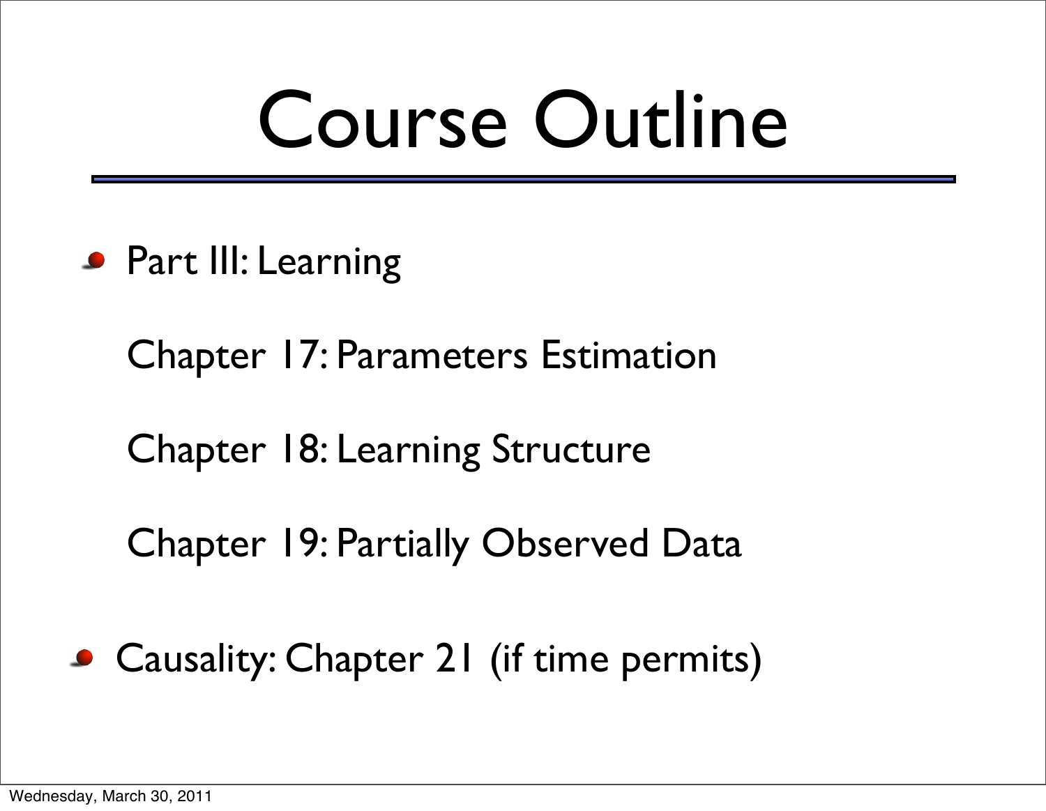# Course Outline

- Part III: Learning

  Chapter 17: Parameters Estimation

  Chapter 18: Learning Structure

  Chapter 19: Partially Observed Data

- Causality: Chapter 21 (if time permits)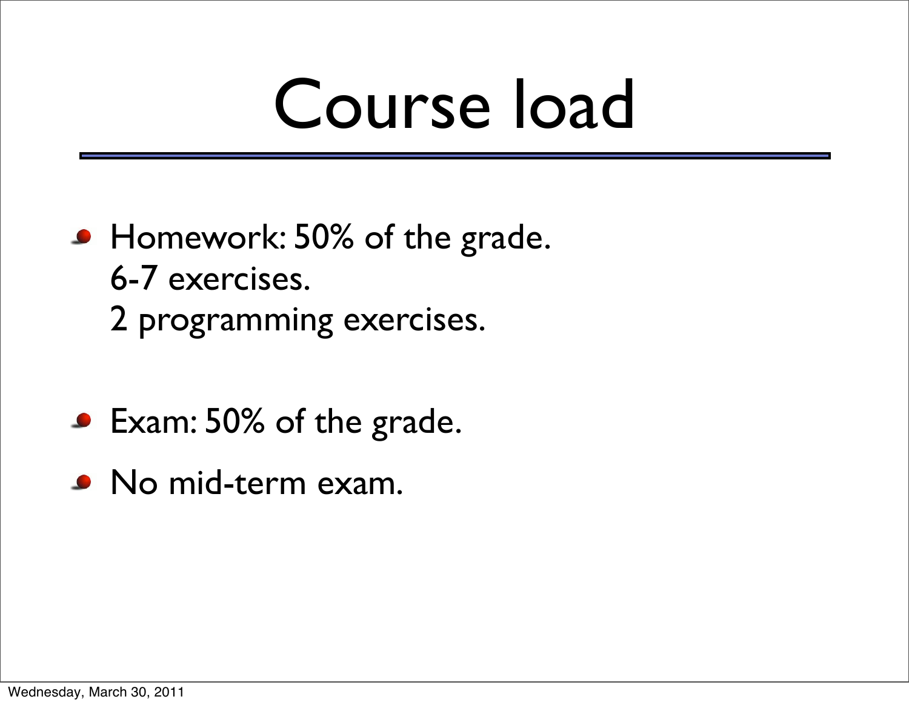# Course load

- Homework: 50% of the grade.
  6-7 exercises.
  2 programming exercises.

- Exam: 50% of the grade.
- No mid-term exam.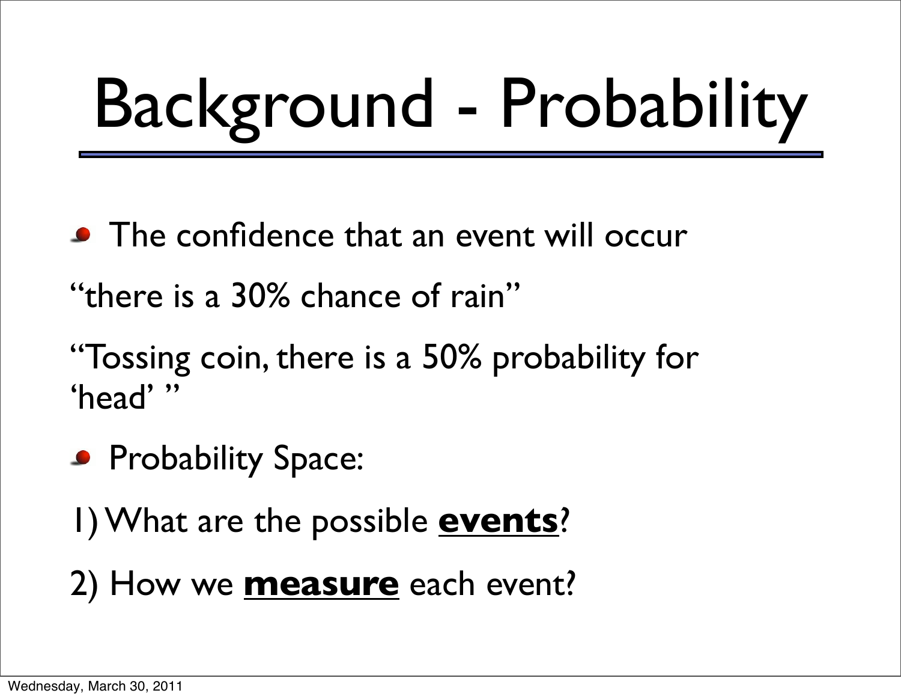# Background - Probability

- The confidence that an event will occur

"there is a 30% chance of rain"

"Tossing coin, there is a 50% probability for 'head' "

- Probability Space:

1) What are the possible <u>**events**</u>?

2) How we <u>**measure**</u> each event?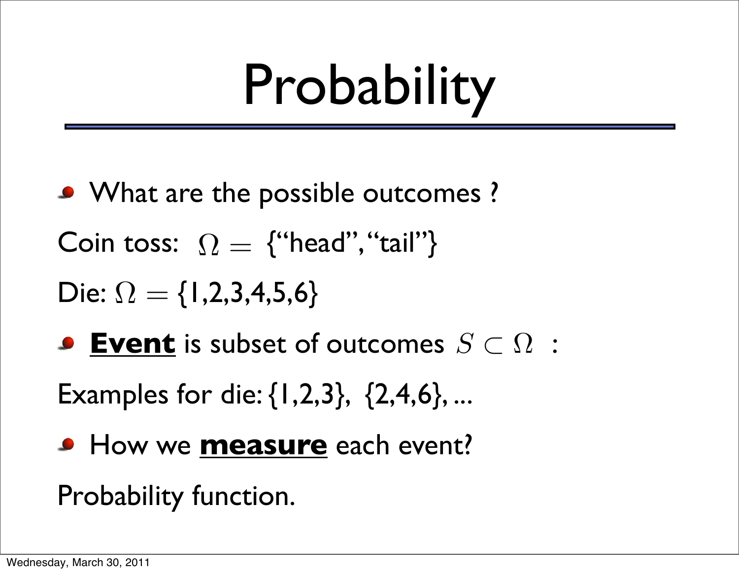# Probability

- What are the possible outcomes ?

Coin toss: $\Omega =$ {"head", "tail"}

Die: $\Omega = \{1,2,3,4,5,6\}$

- **Event** is subset of outcomes $S \subset \Omega$ :

Examples for die: {1,2,3}, {2,4,6}, ...

- How we **measure** each event?

Probability function.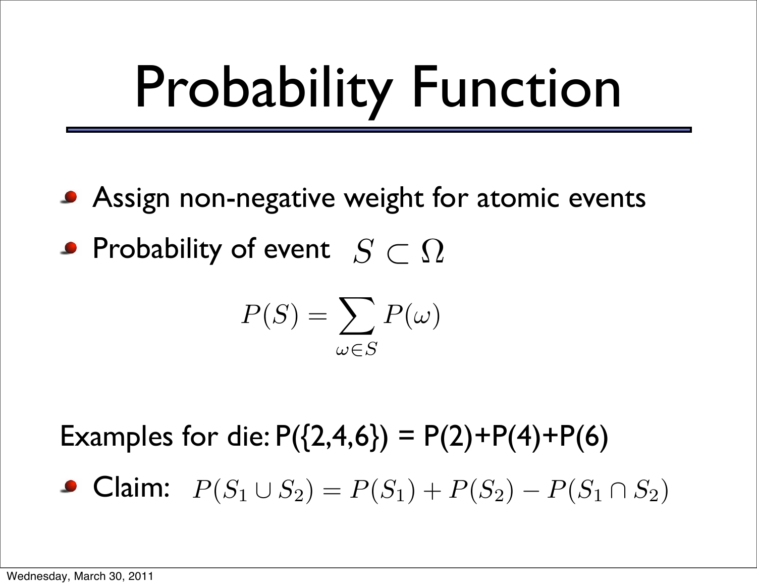# Probability Function

- Assign non-negative weight for atomic events
- Probability of event $S \subset \Omega$

$$P(S) = \sum_{\omega \in S} P(\omega)$$

Examples for die: P({2,4,6}) = P(2)+P(4)+P(6)

- Claim: $P(S_1 \cup S_2) = P(S_1) + P(S_2) - P(S_1 \cap S_2)$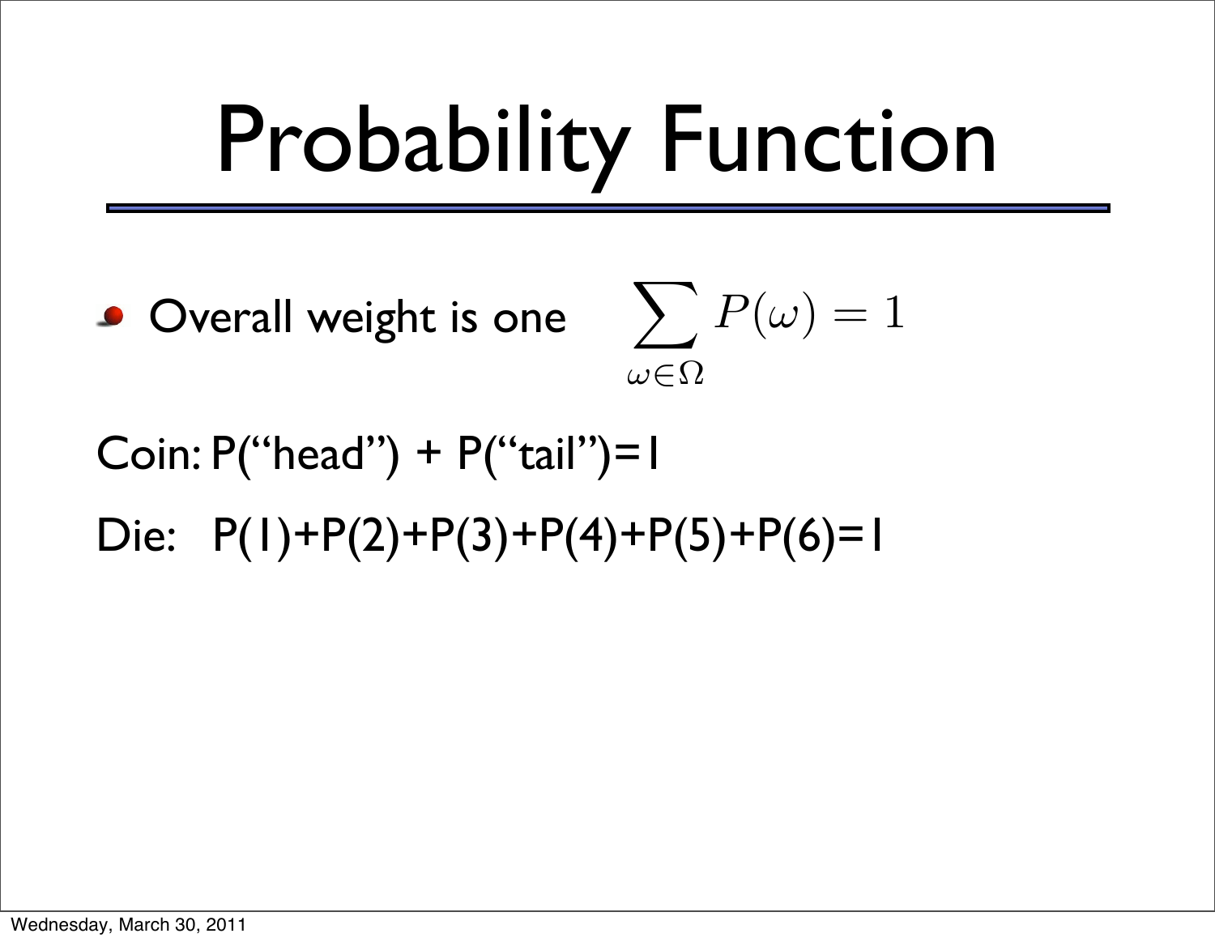# Probability Function

- Overall weight is one $\sum_{\omega \in \Omega} P(\omega) = 1$

Coin: P("head") + P("tail")=1

Die: P(1)+P(2)+P(3)+P(4)+P(5)+P(6)=1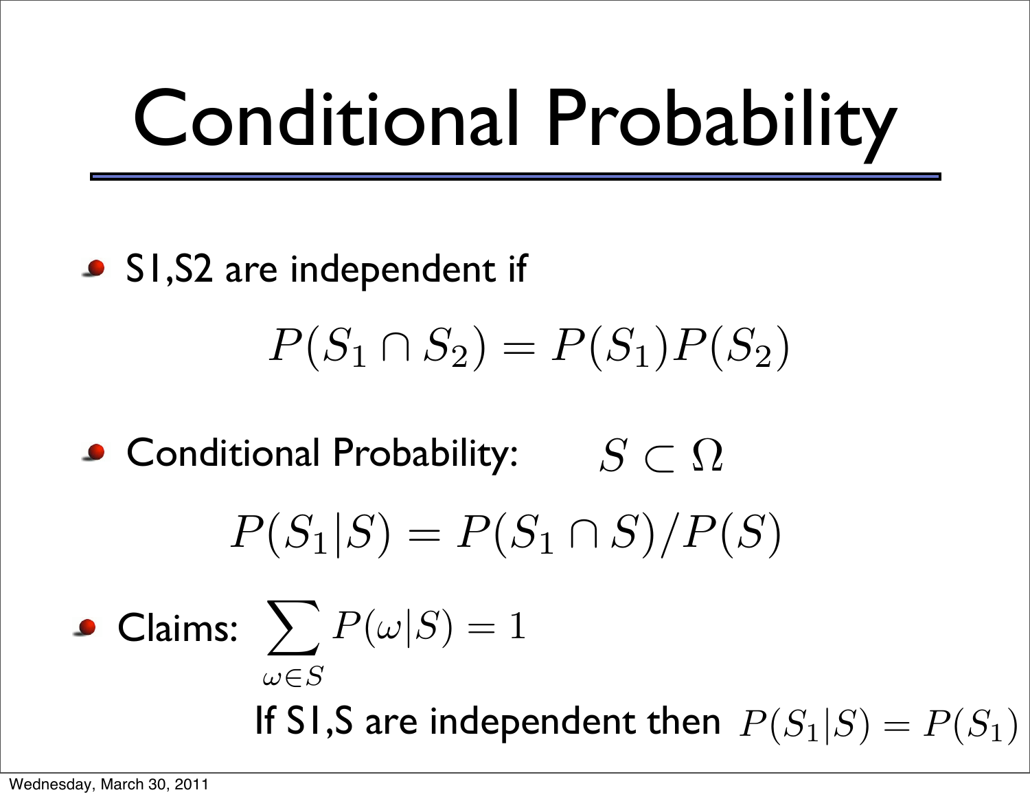# Conditional Probability

- S1,S2 are independent if

$$P(S_1 \cap S_2) = P(S_1)P(S_2)$$

- Conditional Probability: $S \subset \Omega$

$$P(S_1|S) = P(S_1 \cap S)/P(S)$$

- Claims: $\sum_{\omega \in S} P(\omega|S) = 1$

  If S1,S are independent then $P(S_1|S) = P(S_1)$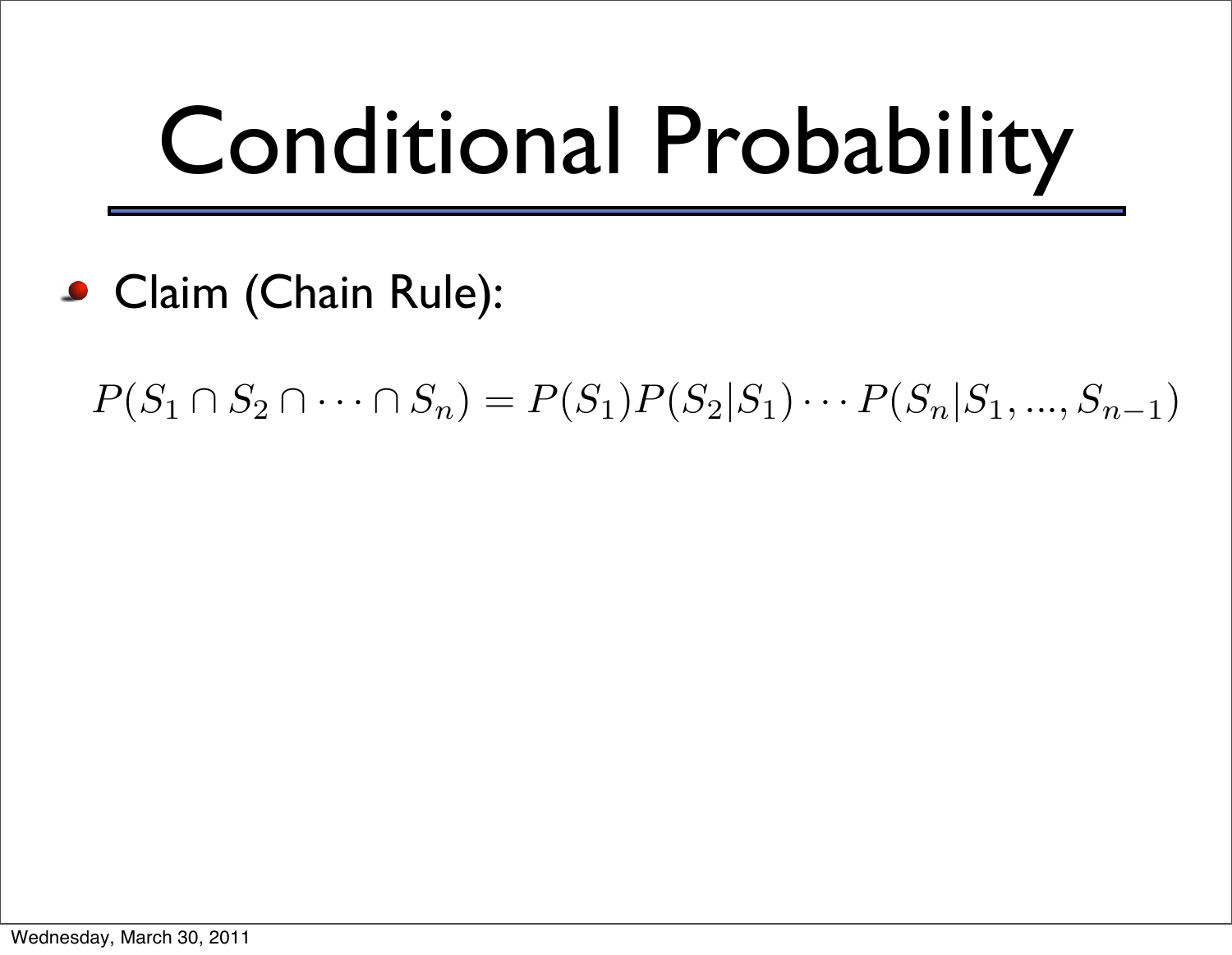# Conditional Probability

- Claim (Chain Rule):

$$P(S_1 \cap S_2 \cap \cdots \cap S_n) = P(S_1)P(S_2|S_1) \cdots P(S_n|S_1, ..., S_{n-1})$$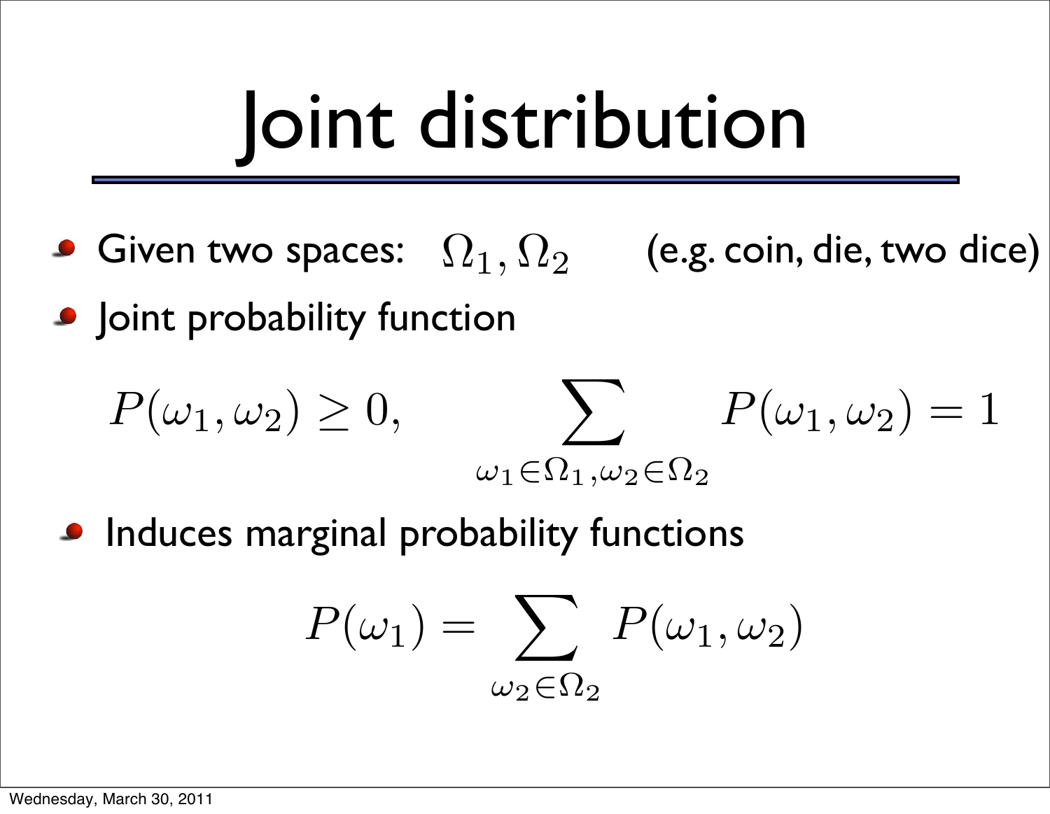# Joint distribution

- Given two spaces: $\Omega_1, \Omega_2$ (e.g. coin, die, two dice)
- Joint probability function

$$P(\omega_1, \omega_2) \geq 0, \qquad \sum_{\omega_1 \in \Omega_1, \omega_2 \in \Omega_2} P(\omega_1, \omega_2) = 1$$

- Induces marginal probability functions

$$P(\omega_1) = \sum_{\omega_2 \in \Omega_2} P(\omega_1, \omega_2)$$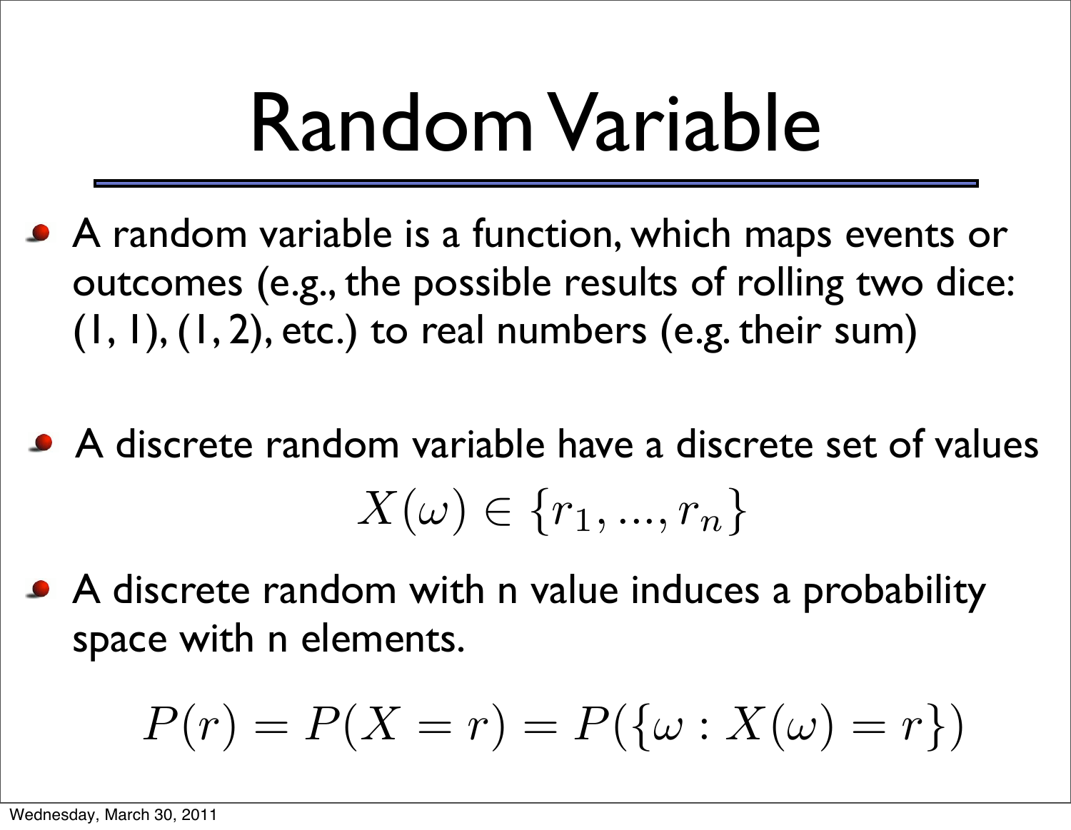# Random Variable

- A random variable is a function, which maps events or outcomes (e.g., the possible results of rolling two dice: (1, 1), (1, 2), etc.) to real numbers (e.g. their sum)

- A discrete random variable have a discrete set of values

$$X(\omega) \in \{r_1, ..., r_n\}$$

- A discrete random with n value induces a probability space with n elements.

$$P(r) = P(X = r) = P(\{\omega : X(\omega) = r\})$$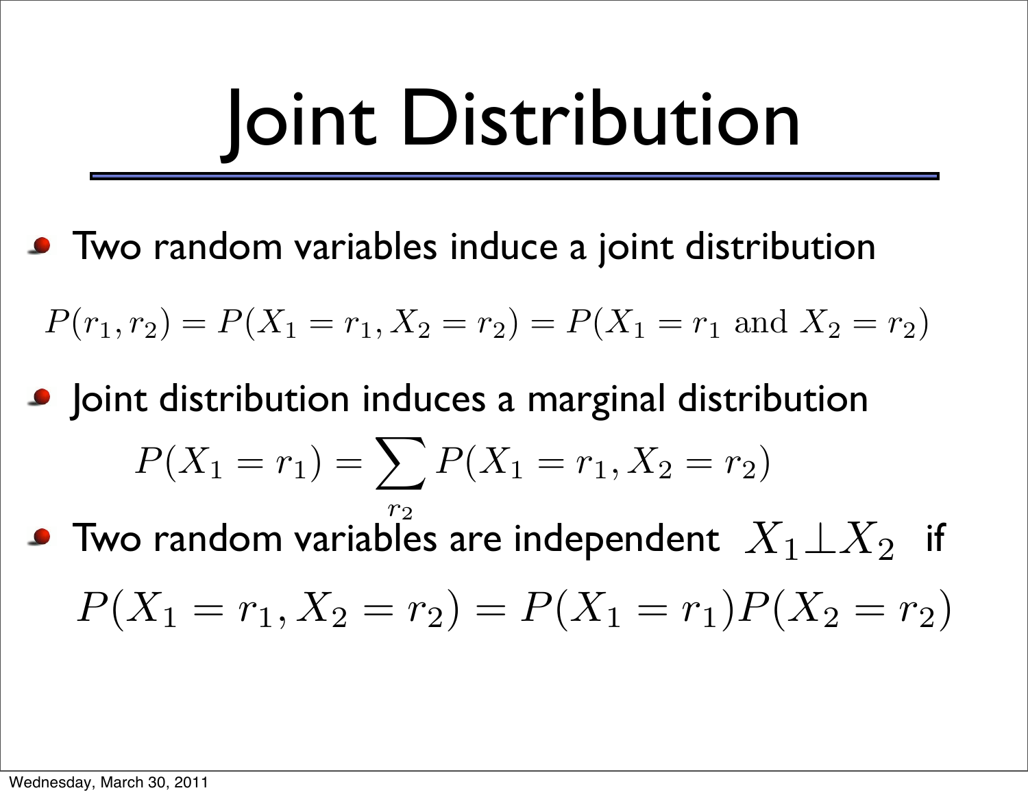# Joint Distribution

- Two random variables induce a joint distribution

$$P(r_1, r_2) = P(X_1 = r_1, X_2 = r_2) = P(X_1 = r_1 \text{ and } X_2 = r_2)$$

- Joint distribution induces a marginal distribution

$$P(X_1 = r_1) = \sum_{r_2} P(X_1 = r_1, X_2 = r_2)$$

- Two random variables are independent $X_1 \perp X_2$ if

$$P(X_1 = r_1, X_2 = r_2) = P(X_1 = r_1)P(X_2 = r_2)$$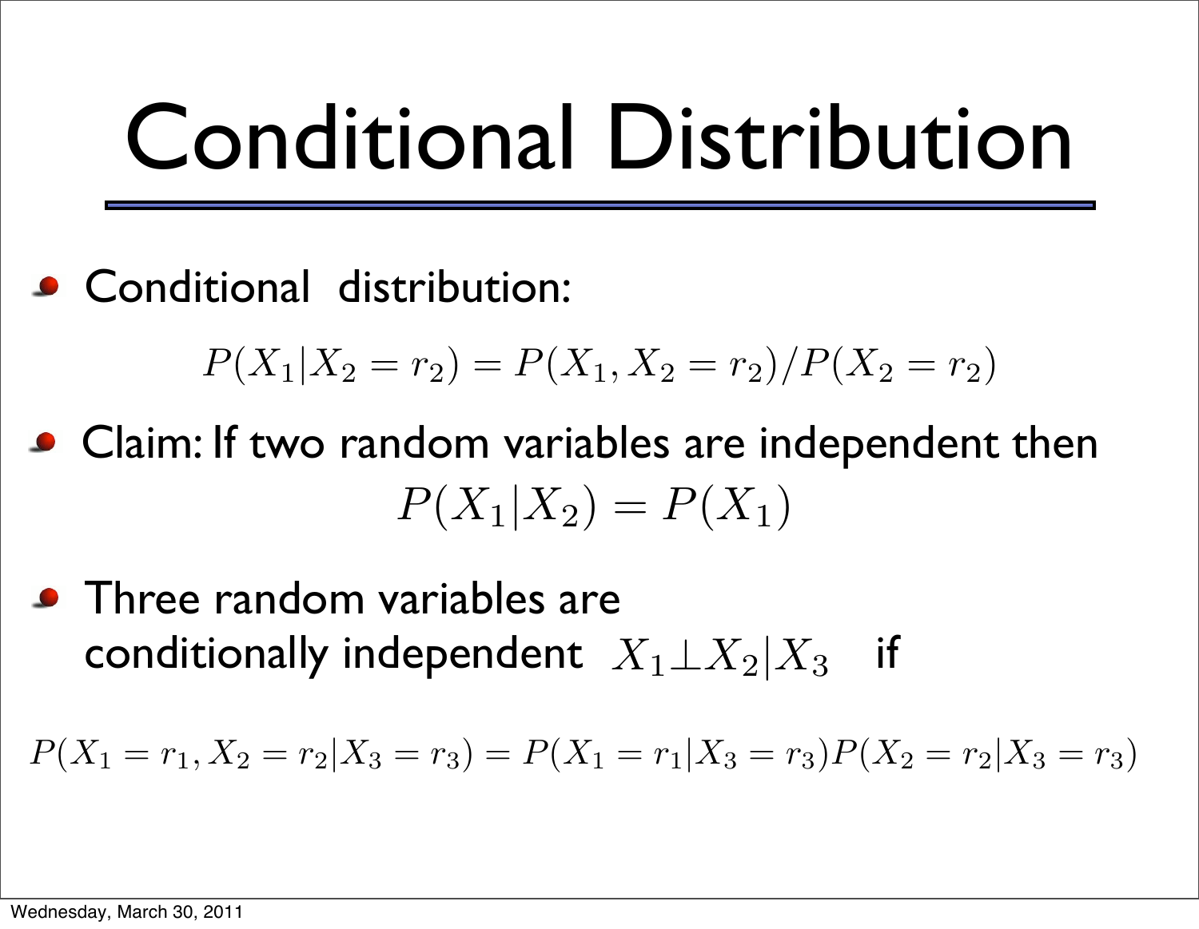# Conditional Distribution

- Conditional distribution:

$$P(X_1|X_2 = r_2) = P(X_1, X_2 = r_2)/P(X_2 = r_2)$$

- Claim: If two random variables are independent then

$$P(X_1|X_2) = P(X_1)$$

- Three random variables are conditionally independent $X_1 \perp X_2 | X_3$ if

$$P(X_1 = r_1, X_2 = r_2 | X_3 = r_3) = P(X_1 = r_1 | X_3 = r_3) P(X_2 = r_2 | X_3 = r_3)$$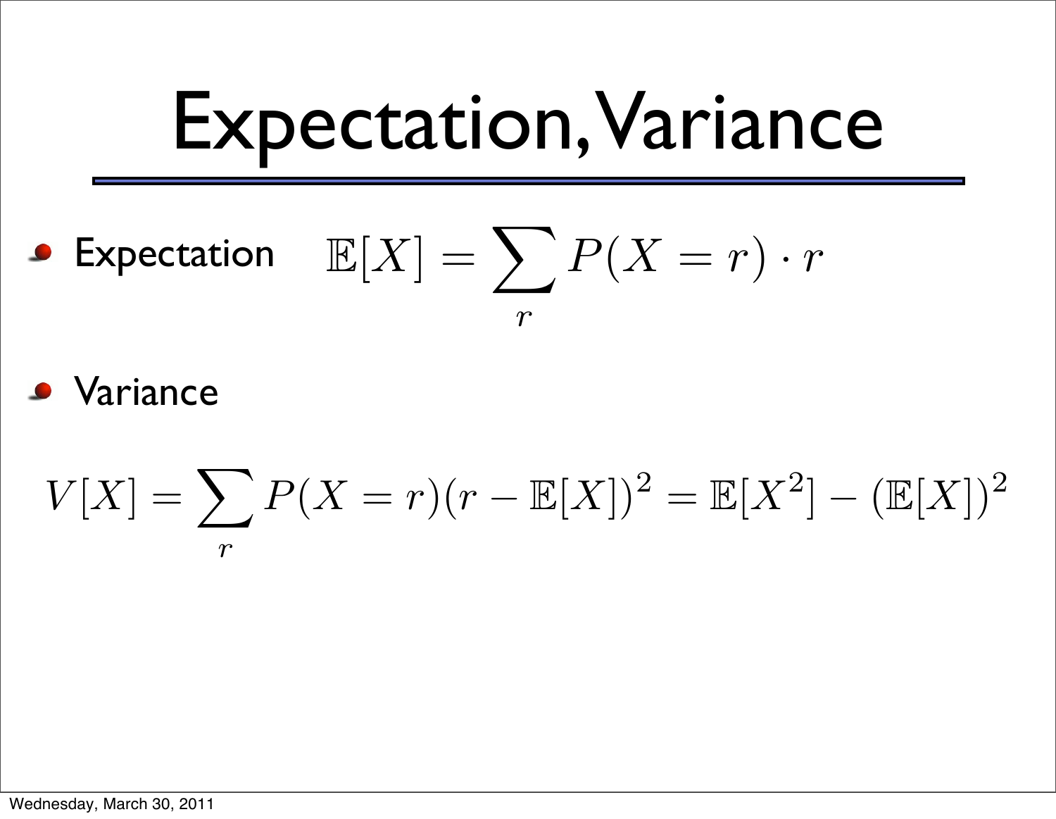# Expectation, Variance

- Expectation $\mathbb{E}[X] = \sum_r P(X = r) \cdot r$

- Variance

$$V[X] = \sum_r P(X = r)(r - \mathbb{E}[X])^2 = \mathbb{E}[X^2] - (\mathbb{E}[X])^2$$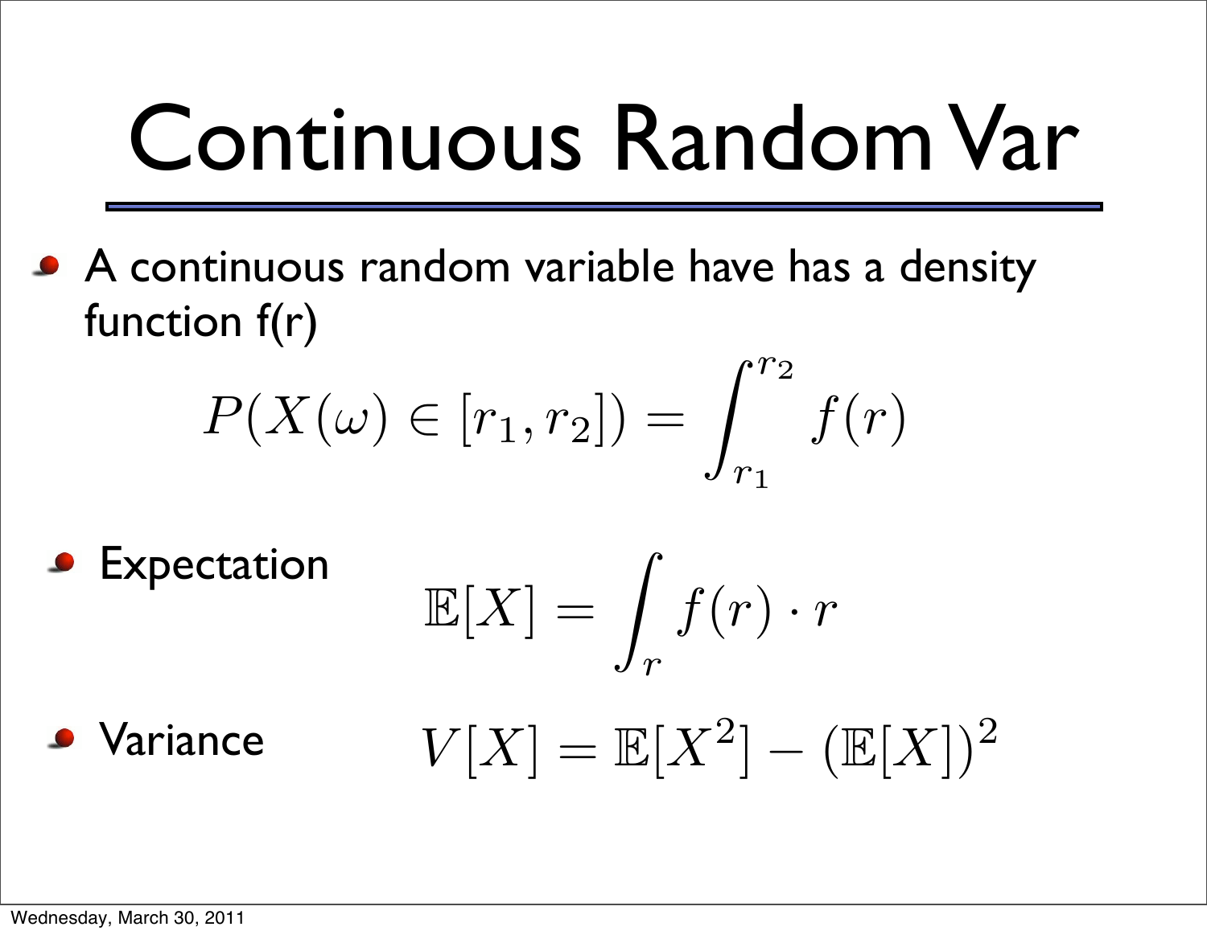# Continuous Random Var

- A continuous random variable have has a density function f(r)

$$P(X(\omega) \in [r_1, r_2]) = \int_{r_1}^{r_2} f(r)$$

- Expectation

$$\mathbb{E}[X] = \int_r f(r) \cdot r$$

- Variance

$$V[X] = \mathbb{E}[X^2] - (\mathbb{E}[X])^2$$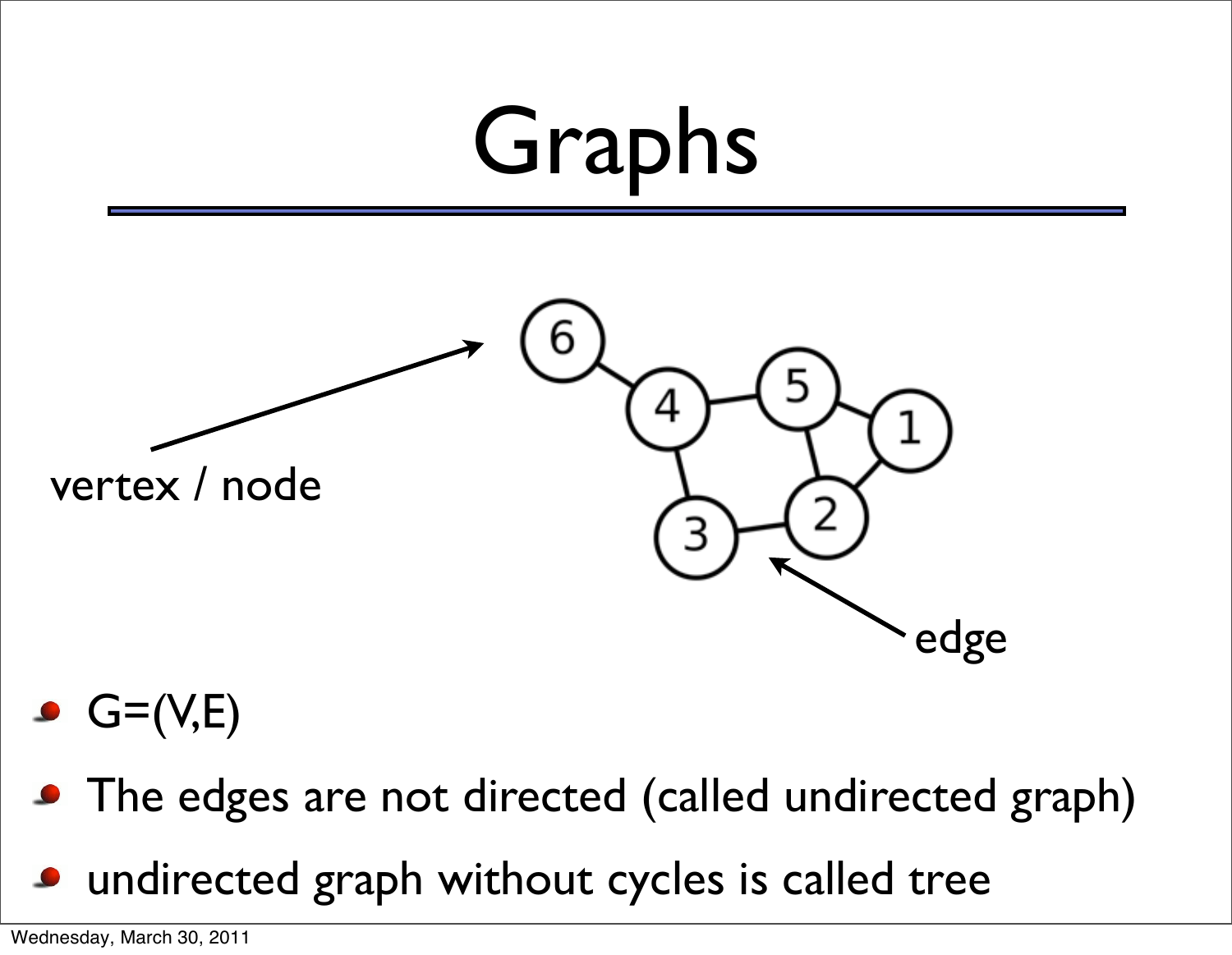# Graphs

vertex / node

edge

- $G=(V,E)$
- The edges are not directed (called undirected graph)
- undirected graph without cycles is called tree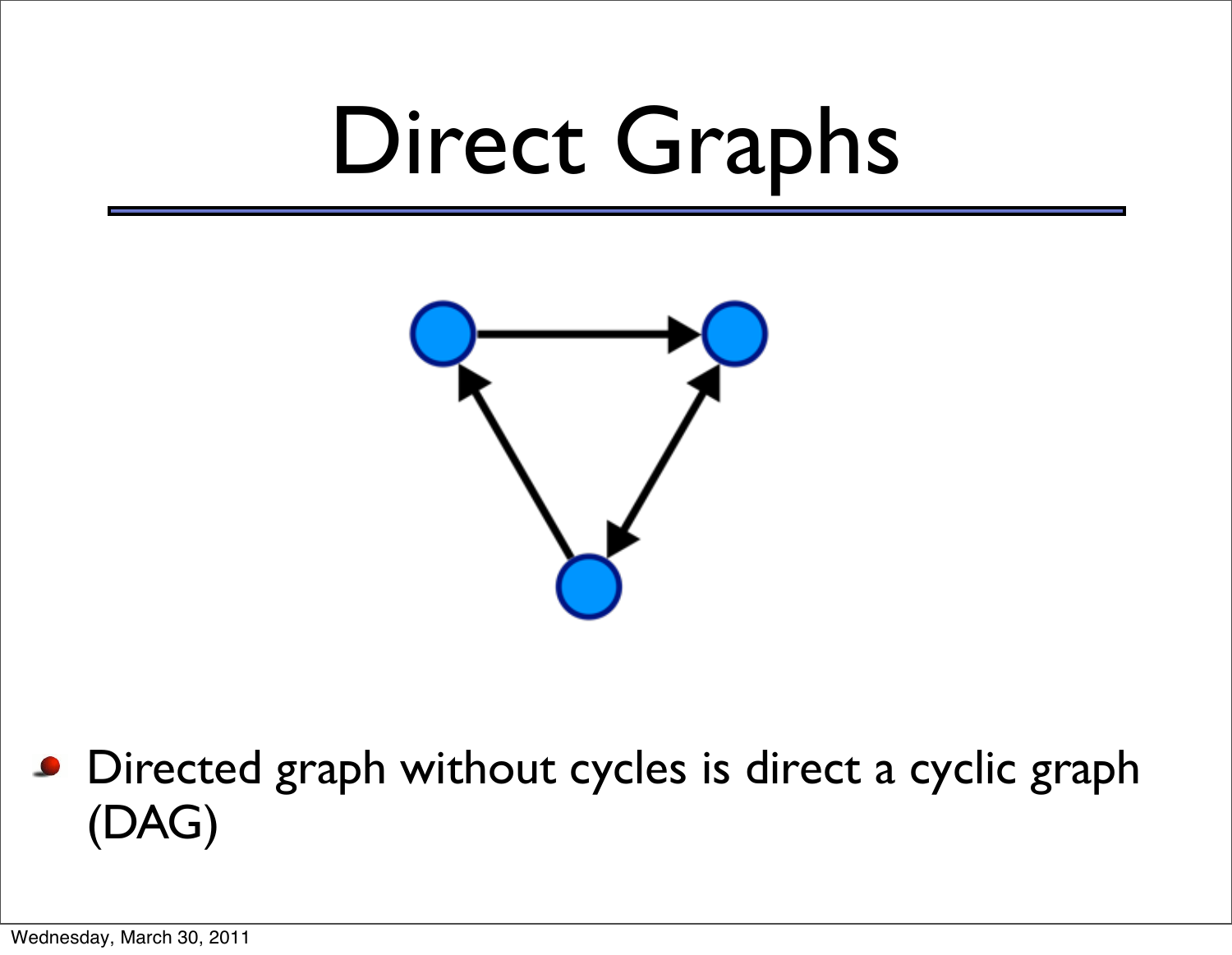# Direct Graphs

- Directed graph without cycles is direct a cyclic graph (DAG)